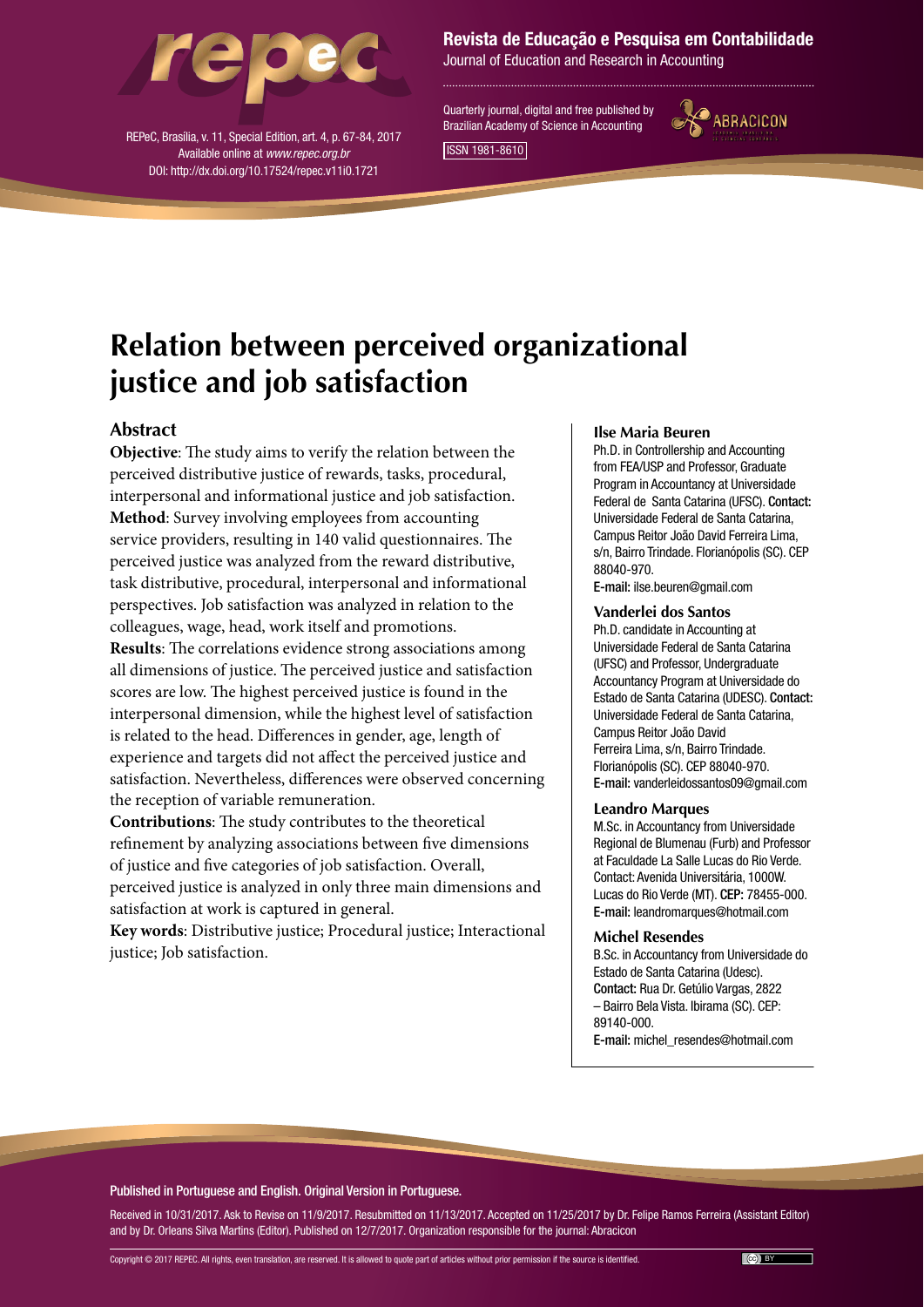# Relation between perceived organizational justice and job satisfaction

## Abstract

**Objective**: The study aims to verify the relation between the perceived distributive justice of rewards, tasks, procedural, interpersonal and informational justice and job satisfaction.
**Method**: Survey involving employees from accounting service providers, resulting in 140 valid questionnaires. The perceived justice was analyzed from the reward distributive, task distributive, procedural, interpersonal and informational perspectives. Job satisfaction was analyzed in relation to the colleagues, wage, head, work itself and promotions.
**Results**: The correlations evidence strong associations among all dimensions of justice. The perceived justice and satisfaction scores are low. The highest perceived justice is found in the interpersonal dimension, while the highest level of satisfaction is related to the head. Differences in gender, age, length of experience and targets did not affect the perceived justice and satisfaction. Nevertheless, differences were observed concerning the reception of variable remuneration.
**Contributions**: The study contributes to the theoretical refinement by analyzing associations between five dimensions of justice and five categories of job satisfaction. Overall, perceived justice is analyzed in only three main dimensions and satisfaction at work is captured in general.
**Key words**: Distributive justice; Procedural justice; Interactional justice; Job satisfaction.

**Ilse Maria Beuren**
Ph.D. in Controllership and Accounting from FEA/USP and Professor, Graduate Program in Accountancy at Universidade Federal de Santa Catarina (UFSC). **Contact:** Universidade Federal de Santa Catarina, Campus Reitor João David Ferreira Lima, s/n, Bairro Trindade. Florianópolis (SC). CEP 88040-970.
**E-mail:** ilse.beuren@gmail.com

**Vanderlei dos Santos**
Ph.D. candidate in Accounting at Universidade Federal de Santa Catarina (UFSC) and Professor, Undergraduate Accountancy Program at Universidade do Estado de Santa Catarina (UDESC). **Contact:** Universidade Federal de Santa Catarina, Campus Reitor João David Ferreira Lima, s/n, Bairro Trindade. Florianópolis (SC). CEP 88040-970.
**E-mail:** vanderleidossantos09@gmail.com

**Leandro Marques**
M.Sc. in Accountancy from Universidade Regional de Blumenau (Furb) and Professor at Faculdade La Salle Lucas do Rio Verde. Contact: Avenida Universitária, 1000W. Lucas do Rio Verde (MT). **CEP:** 78455-000.
**E-mail:** leandromarques@hotmail.com

**Michel Resendes**
B.Sc. in Accountancy from Universidade do Estado de Santa Catarina (Udesc). **Contact:** Rua Dr. Getúlio Vargas, 2822 – Bairro Bela Vista. Ibirama (SC). CEP: 89140-000.
**E-mail:** michel_resendes@hotmail.com

Published in Portuguese and English. Original Version in Portuguese.

Received in 10/31/2017. Ask to Revise on 11/9/2017. Resubmitted on 11/13/2017. Accepted on 11/25/2017 by Dr. Felipe Ramos Ferreira (Assistant Editor) and by Dr. Orleans Silva Martins (Editor). Published on 12/7/2017. Organization responsible for the journal: Abracicon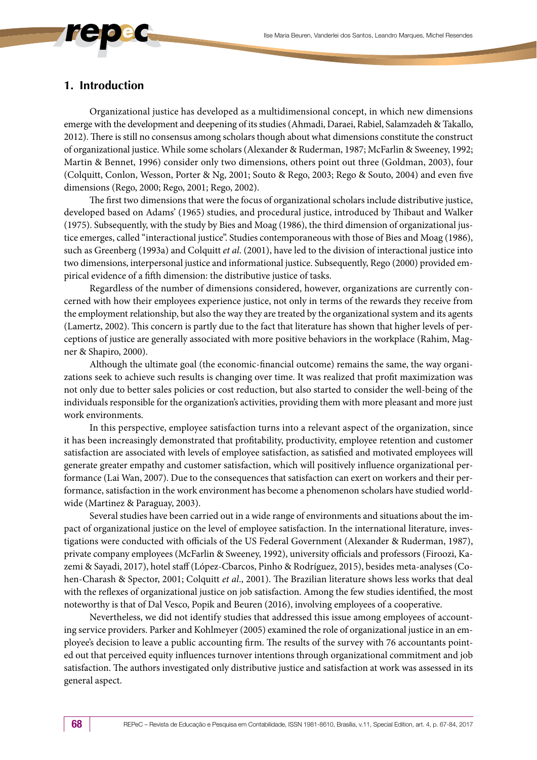## 1. Introduction

Organizational justice has developed as a multidimensional concept, in which new dimensions emerge with the development and deepening of its studies (Ahmadi, Daraei, Rabiel, Salamzadeh & Takallo, 2012). There is still no consensus among scholars though about what dimensions constitute the construct of organizational justice. While some scholars (Alexander & Ruderman, 1987; McFarlin & Sweeney, 1992; Martin & Bennet, 1996) consider only two dimensions, others point out three (Goldman, 2003), four (Colquitt, Conlon, Wesson, Porter & Ng, 2001; Souto & Rego, 2003; Rego & Souto, 2004) and even five dimensions (Rego, 2000; Rego, 2001; Rego, 2002).

The first two dimensions that were the focus of organizational scholars include distributive justice, developed based on Adams' (1965) studies, and procedural justice, introduced by Thibaut and Walker (1975). Subsequently, with the study by Bies and Moag (1986), the third dimension of organizational justice emerges, called "interactional justice". Studies contemporaneous with those of Bies and Moag (1986), such as Greenberg (1993a) and Colquitt *et al*. (2001), have led to the division of interactional justice into two dimensions, interpersonal justice and informational justice. Subsequently, Rego (2000) provided empirical evidence of a fifth dimension: the distributive justice of tasks.

Regardless of the number of dimensions considered, however, organizations are currently concerned with how their employees experience justice, not only in terms of the rewards they receive from the employment relationship, but also the way they are treated by the organizational system and its agents (Lamertz, 2002). This concern is partly due to the fact that literature has shown that higher levels of perceptions of justice are generally associated with more positive behaviors in the workplace (Rahim, Magner & Shapiro, 2000).

Although the ultimate goal (the economic-financial outcome) remains the same, the way organizations seek to achieve such results is changing over time. It was realized that profit maximization was not only due to better sales policies or cost reduction, but also started to consider the well-being of the individuals responsible for the organization's activities, providing them with more pleasant and more just work environments.

In this perspective, employee satisfaction turns into a relevant aspect of the organization, since it has been increasingly demonstrated that profitability, productivity, employee retention and customer satisfaction are associated with levels of employee satisfaction, as satisfied and motivated employees will generate greater empathy and customer satisfaction, which will positively influence organizational performance (Lai Wan, 2007). Due to the consequences that satisfaction can exert on workers and their performance, satisfaction in the work environment has become a phenomenon scholars have studied worldwide (Martinez & Paraguay, 2003).

Several studies have been carried out in a wide range of environments and situations about the impact of organizational justice on the level of employee satisfaction. In the international literature, investigations were conducted with officials of the US Federal Government (Alexander & Ruderman, 1987), private company employees (McFarlin & Sweeney, 1992), university officials and professors (Firoozi, Kazemi & Sayadi, 2017), hotel staff (López-Cbarcos, Pinho & Rodríguez, 2015), besides meta-analyses (Cohen-Charash & Spector, 2001; Colquitt *et al*., 2001). The Brazilian literature shows less works that deal with the reflexes of organizational justice on job satisfaction. Among the few studies identified, the most noteworthy is that of Dal Vesco, Popik and Beuren (2016), involving employees of a cooperative.

Nevertheless, we did not identify studies that addressed this issue among employees of accounting service providers. Parker and Kohlmeyer (2005) examined the role of organizational justice in an employee's decision to leave a public accounting firm. The results of the survey with 76 accountants pointed out that perceived equity influences turnover intentions through organizational commitment and job satisfaction. The authors investigated only distributive justice and satisfaction at work was assessed in its general aspect.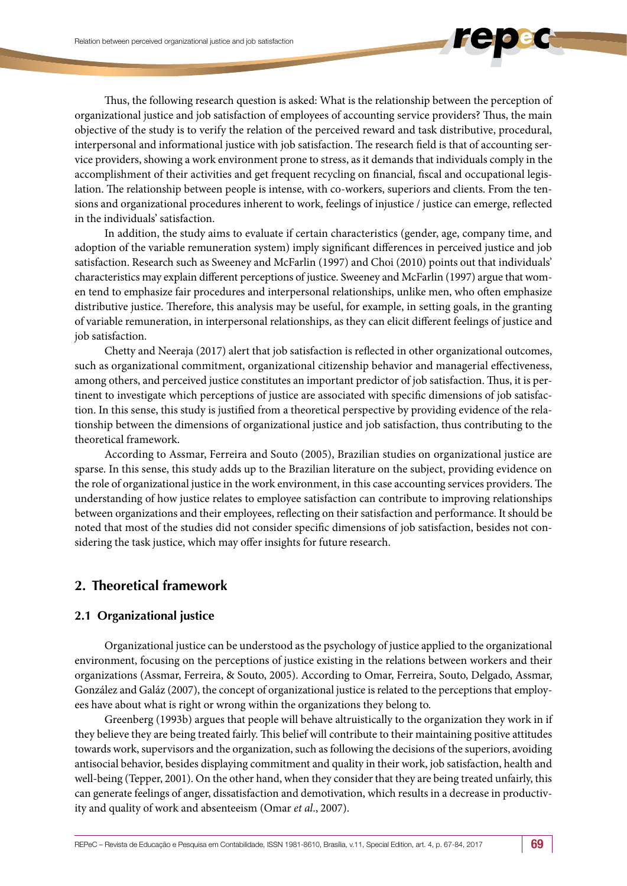Thus, the following research question is asked: What is the relationship between the perception of organizational justice and job satisfaction of employees of accounting service providers? Thus, the main objective of the study is to verify the relation of the perceived reward and task distributive, procedural, interpersonal and informational justice with job satisfaction. The research field is that of accounting service providers, showing a work environment prone to stress, as it demands that individuals comply in the accomplishment of their activities and get frequent recycling on financial, fiscal and occupational legislation. The relationship between people is intense, with co-workers, superiors and clients. From the tensions and organizational procedures inherent to work, feelings of injustice / justice can emerge, reflected in the individuals' satisfaction.

In addition, the study aims to evaluate if certain characteristics (gender, age, company time, and adoption of the variable remuneration system) imply significant differences in perceived justice and job satisfaction. Research such as Sweeney and McFarlin (1997) and Choi (2010) points out that individuals' characteristics may explain different perceptions of justice. Sweeney and McFarlin (1997) argue that women tend to emphasize fair procedures and interpersonal relationships, unlike men, who often emphasize distributive justice. Therefore, this analysis may be useful, for example, in setting goals, in the granting of variable remuneration, in interpersonal relationships, as they can elicit different feelings of justice and job satisfaction.

Chetty and Neeraja (2017) alert that job satisfaction is reflected in other organizational outcomes, such as organizational commitment, organizational citizenship behavior and managerial effectiveness, among others, and perceived justice constitutes an important predictor of job satisfaction. Thus, it is pertinent to investigate which perceptions of justice are associated with specific dimensions of job satisfaction. In this sense, this study is justified from a theoretical perspective by providing evidence of the relationship between the dimensions of organizational justice and job satisfaction, thus contributing to the theoretical framework.

According to Assmar, Ferreira and Souto (2005), Brazilian studies on organizational justice are sparse. In this sense, this study adds up to the Brazilian literature on the subject, providing evidence on the role of organizational justice in the work environment, in this case accounting services providers. The understanding of how justice relates to employee satisfaction can contribute to improving relationships between organizations and their employees, reflecting on their satisfaction and performance. It should be noted that most of the studies did not consider specific dimensions of job satisfaction, besides not considering the task justice, which may offer insights for future research.

## 2. Theoretical framework

### 2.1 Organizational justice

Organizational justice can be understood as the psychology of justice applied to the organizational environment, focusing on the perceptions of justice existing in the relations between workers and their organizations (Assmar, Ferreira, & Souto, 2005). According to Omar, Ferreira, Souto, Delgado, Assmar, González and Galáz (2007), the concept of organizational justice is related to the perceptions that employees have about what is right or wrong within the organizations they belong to.

Greenberg (1993b) argues that people will behave altruistically to the organization they work in if they believe they are being treated fairly. This belief will contribute to their maintaining positive attitudes towards work, supervisors and the organization, such as following the decisions of the superiors, avoiding antisocial behavior, besides displaying commitment and quality in their work, job satisfaction, health and well-being (Tepper, 2001). On the other hand, when they consider that they are being treated unfairly, this can generate feelings of anger, dissatisfaction and demotivation, which results in a decrease in productivity and quality of work and absenteeism (Omar *et al*., 2007).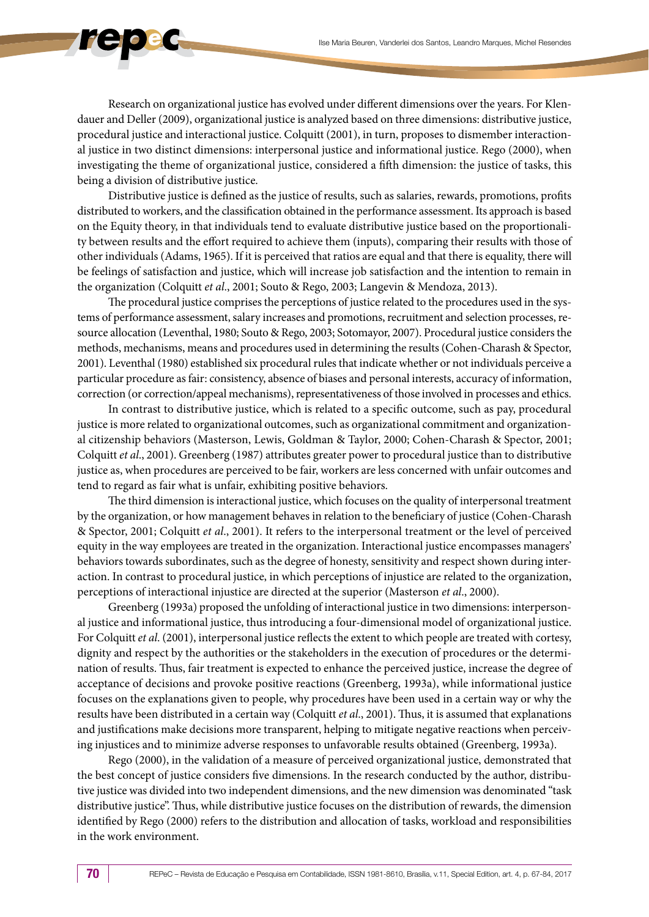Research on organizational justice has evolved under different dimensions over the years. For Klendauer and Deller (2009), organizational justice is analyzed based on three dimensions: distributive justice, procedural justice and interactional justice. Colquitt (2001), in turn, proposes to dismember interactional justice in two distinct dimensions: interpersonal justice and informational justice. Rego (2000), when investigating the theme of organizational justice, considered a fifth dimension: the justice of tasks, this being a division of distributive justice.

Distributive justice is defined as the justice of results, such as salaries, rewards, promotions, profits distributed to workers, and the classification obtained in the performance assessment. Its approach is based on the Equity theory, in that individuals tend to evaluate distributive justice based on the proportionality between results and the effort required to achieve them (inputs), comparing their results with those of other individuals (Adams, 1965). If it is perceived that ratios are equal and that there is equality, there will be feelings of satisfaction and justice, which will increase job satisfaction and the intention to remain in the organization (Colquitt *et al*., 2001; Souto & Rego, 2003; Langevin & Mendoza, 2013).

The procedural justice comprises the perceptions of justice related to the procedures used in the systems of performance assessment, salary increases and promotions, recruitment and selection processes, resource allocation (Leventhal, 1980; Souto & Rego, 2003; Sotomayor, 2007). Procedural justice considers the methods, mechanisms, means and procedures used in determining the results (Cohen-Charash & Spector, 2001). Leventhal (1980) established six procedural rules that indicate whether or not individuals perceive a particular procedure as fair: consistency, absence of biases and personal interests, accuracy of information, correction (or correction/appeal mechanisms), representativeness of those involved in processes and ethics.

In contrast to distributive justice, which is related to a specific outcome, such as pay, procedural justice is more related to organizational outcomes, such as organizational commitment and organizational citizenship behaviors (Masterson, Lewis, Goldman & Taylor, 2000; Cohen-Charash & Spector, 2001; Colquitt *et al*., 2001). Greenberg (1987) attributes greater power to procedural justice than to distributive justice as, when procedures are perceived to be fair, workers are less concerned with unfair outcomes and tend to regard as fair what is unfair, exhibiting positive behaviors.

The third dimension is interactional justice, which focuses on the quality of interpersonal treatment by the organization, or how management behaves in relation to the beneficiary of justice (Cohen-Charash & Spector, 2001; Colquitt *et al*., 2001). It refers to the interpersonal treatment or the level of perceived equity in the way employees are treated in the organization. Interactional justice encompasses managers' behaviors towards subordinates, such as the degree of honesty, sensitivity and respect shown during interaction. In contrast to procedural justice, in which perceptions of injustice are related to the organization, perceptions of interactional injustice are directed at the superior (Masterson *et al*., 2000).

Greenberg (1993a) proposed the unfolding of interactional justice in two dimensions: interpersonal justice and informational justice, thus introducing a four-dimensional model of organizational justice. For Colquitt *et al.* (2001), interpersonal justice reflects the extent to which people are treated with cortesy, dignity and respect by the authorities or the stakeholders in the execution of procedures or the determination of results. Thus, fair treatment is expected to enhance the perceived justice, increase the degree of acceptance of decisions and provoke positive reactions (Greenberg, 1993a), while informational justice focuses on the explanations given to people, why procedures have been used in a certain way or why the results have been distributed in a certain way (Colquitt *et al*., 2001). Thus, it is assumed that explanations and justifications make decisions more transparent, helping to mitigate negative reactions when perceiving injustices and to minimize adverse responses to unfavorable results obtained (Greenberg, 1993a).

Rego (2000), in the validation of a measure of perceived organizational justice, demonstrated that the best concept of justice considers five dimensions. In the research conducted by the author, distributive justice was divided into two independent dimensions, and the new dimension was denominated "task distributive justice". Thus, while distributive justice focuses on the distribution of rewards, the dimension identified by Rego (2000) refers to the distribution and allocation of tasks, workload and responsibilities in the work environment.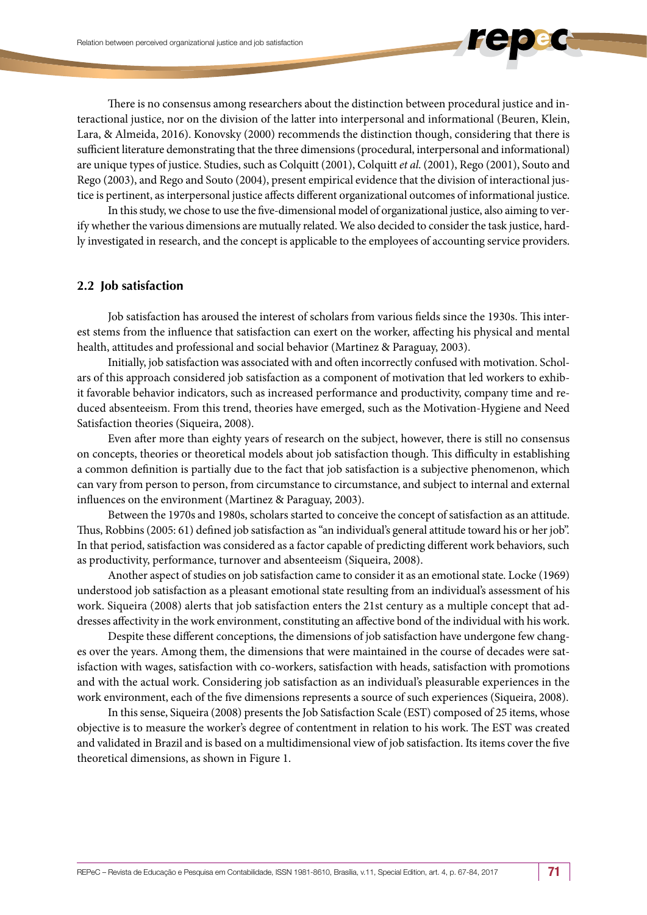There is no consensus among researchers about the distinction between procedural justice and interactional justice, nor on the division of the latter into interpersonal and informational (Beuren, Klein, Lara, & Almeida, 2016). Konovsky (2000) recommends the distinction though, considering that there is sufficient literature demonstrating that the three dimensions (procedural, interpersonal and informational) are unique types of justice. Studies, such as Colquitt (2001), Colquitt *et al.* (2001), Rego (2001), Souto and Rego (2003), and Rego and Souto (2004), present empirical evidence that the division of interactional justice is pertinent, as interpersonal justice affects different organizational outcomes of informational justice.

In this study, we chose to use the five-dimensional model of organizational justice, also aiming to verify whether the various dimensions are mutually related. We also decided to consider the task justice, hardly investigated in research, and the concept is applicable to the employees of accounting service providers.

## 2.2 Job satisfaction

Job satisfaction has aroused the interest of scholars from various fields since the 1930s. This interest stems from the influence that satisfaction can exert on the worker, affecting his physical and mental health, attitudes and professional and social behavior (Martinez & Paraguay, 2003).

Initially, job satisfaction was associated with and often incorrectly confused with motivation. Scholars of this approach considered job satisfaction as a component of motivation that led workers to exhibit favorable behavior indicators, such as increased performance and productivity, company time and reduced absenteeism. From this trend, theories have emerged, such as the Motivation-Hygiene and Need Satisfaction theories (Siqueira, 2008).

Even after more than eighty years of research on the subject, however, there is still no consensus on concepts, theories or theoretical models about job satisfaction though. This difficulty in establishing a common definition is partially due to the fact that job satisfaction is a subjective phenomenon, which can vary from person to person, from circumstance to circumstance, and subject to internal and external influences on the environment (Martinez & Paraguay, 2003).

Between the 1970s and 1980s, scholars started to conceive the concept of satisfaction as an attitude. Thus, Robbins (2005: 61) defined job satisfaction as "an individual's general attitude toward his or her job". In that period, satisfaction was considered as a factor capable of predicting different work behaviors, such as productivity, performance, turnover and absenteeism (Siqueira, 2008).

Another aspect of studies on job satisfaction came to consider it as an emotional state. Locke (1969) understood job satisfaction as a pleasant emotional state resulting from an individual's assessment of his work. Siqueira (2008) alerts that job satisfaction enters the 21st century as a multiple concept that addresses affectivity in the work environment, constituting an affective bond of the individual with his work.

Despite these different conceptions, the dimensions of job satisfaction have undergone few changes over the years. Among them, the dimensions that were maintained in the course of decades were satisfaction with wages, satisfaction with co-workers, satisfaction with heads, satisfaction with promotions and with the actual work. Considering job satisfaction as an individual's pleasurable experiences in the work environment, each of the five dimensions represents a source of such experiences (Siqueira, 2008).

In this sense, Siqueira (2008) presents the Job Satisfaction Scale (EST) composed of 25 items, whose objective is to measure the worker's degree of contentment in relation to his work. The EST was created and validated in Brazil and is based on a multidimensional view of job satisfaction. Its items cover the five theoretical dimensions, as shown in Figure 1.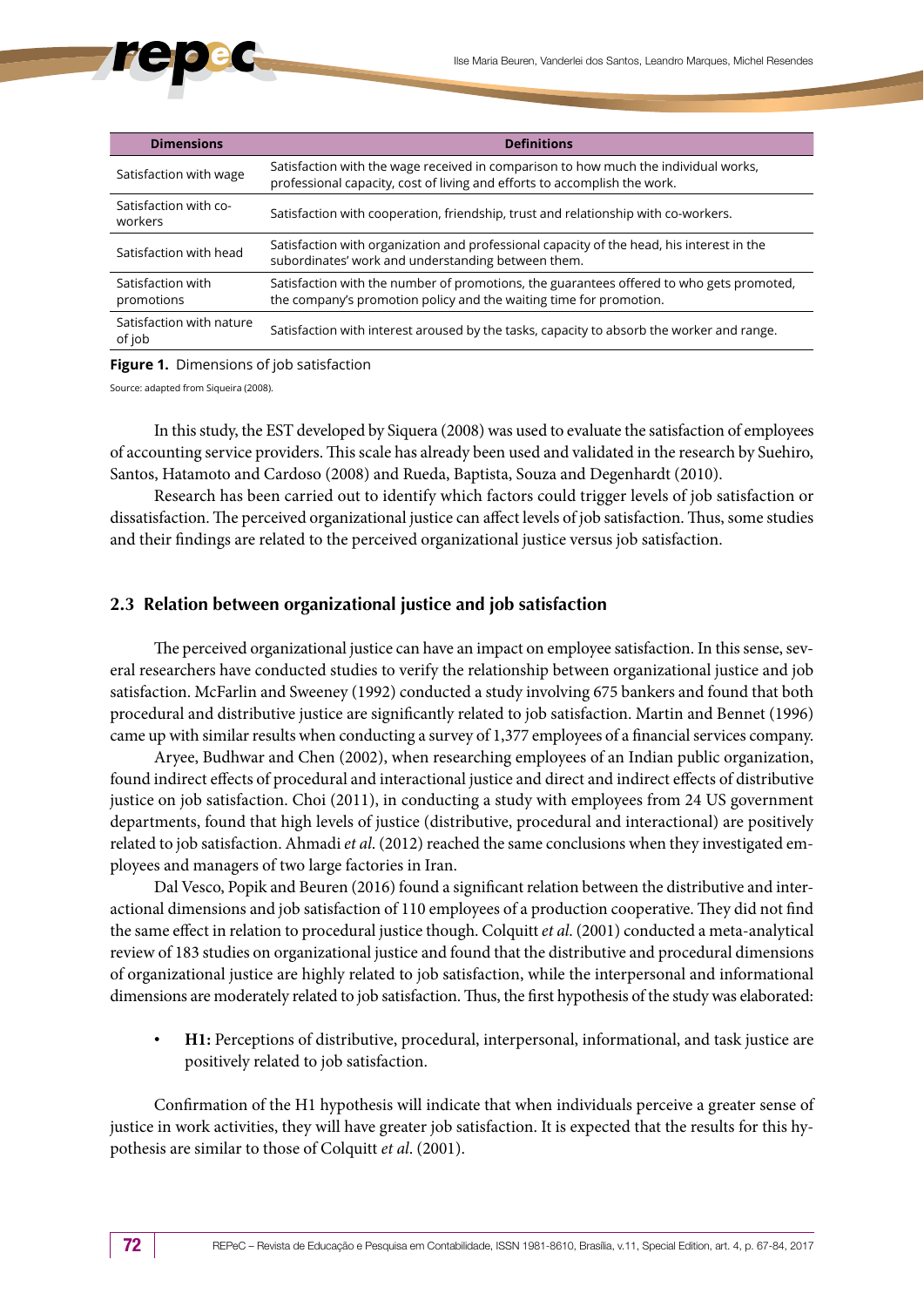| Dimensions | Definitions |
|---|---|
| Satisfaction with wage | Satisfaction with the wage received in comparison to how much the individual works, professional capacity, cost of living and efforts to accomplish the work. |
| Satisfaction with co-workers | Satisfaction with cooperation, friendship, trust and relationship with co-workers. |
| Satisfaction with head | Satisfaction with organization and professional capacity of the head, his interest in the subordinates' work and understanding between them. |
| Satisfaction with promotions | Satisfaction with the number of promotions, the guarantees offered to who gets promoted, the company's promotion policy and the waiting time for promotion. |
| Satisfaction with nature of job | Satisfaction with interest aroused by the tasks, capacity to absorb the worker and range. |

**Figure 1.** Dimensions of job satisfaction

Source: adapted from Siqueira (2008).

In this study, the EST developed by Siquera (2008) was used to evaluate the satisfaction of employees of accounting service providers. This scale has already been used and validated in the research by Suehiro, Santos, Hatamoto and Cardoso (2008) and Rueda, Baptista, Souza and Degenhardt (2010).

Research has been carried out to identify which factors could trigger levels of job satisfaction or dissatisfaction. The perceived organizational justice can affect levels of job satisfaction. Thus, some studies and their findings are related to the perceived organizational justice versus job satisfaction.

## 2.3 Relation between organizational justice and job satisfaction

The perceived organizational justice can have an impact on employee satisfaction. In this sense, several researchers have conducted studies to verify the relationship between organizational justice and job satisfaction. McFarlin and Sweeney (1992) conducted a study involving 675 bankers and found that both procedural and distributive justice are significantly related to job satisfaction. Martin and Bennet (1996) came up with similar results when conducting a survey of 1,377 employees of a financial services company.

Aryee, Budhwar and Chen (2002), when researching employees of an Indian public organization, found indirect effects of procedural and interactional justice and direct and indirect effects of distributive justice on job satisfaction. Choi (2011), in conducting a study with employees from 24 US government departments, found that high levels of justice (distributive, procedural and interactional) are positively related to job satisfaction. Ahmadi *et al.* (2012) reached the same conclusions when they investigated employees and managers of two large factories in Iran.

Dal Vesco, Popik and Beuren (2016) found a significant relation between the distributive and interactional dimensions and job satisfaction of 110 employees of a production cooperative. They did not find the same effect in relation to procedural justice though. Colquitt *et al.* (2001) conducted a meta-analytical review of 183 studies on organizational justice and found that the distributive and procedural dimensions of organizational justice are highly related to job satisfaction, while the interpersonal and informational dimensions are moderately related to job satisfaction. Thus, the first hypothesis of the study was elaborated:

- **H1:** Perceptions of distributive, procedural, interpersonal, informational, and task justice are positively related to job satisfaction.

Confirmation of the H1 hypothesis will indicate that when individuals perceive a greater sense of justice in work activities, they will have greater job satisfaction. It is expected that the results for this hypothesis are similar to those of Colquitt *et al.* (2001).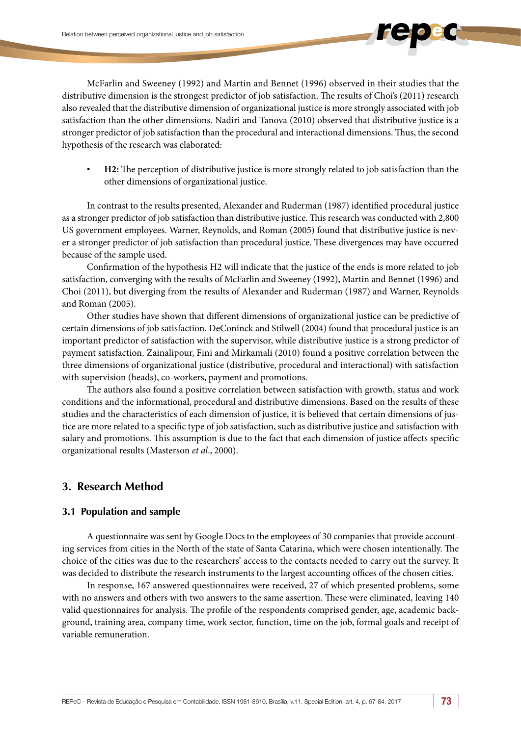McFarlin and Sweeney (1992) and Martin and Bennet (1996) observed in their studies that the distributive dimension is the strongest predictor of job satisfaction. The results of Choi's (2011) research also revealed that the distributive dimension of organizational justice is more strongly associated with job satisfaction than the other dimensions. Nadiri and Tanova (2010) observed that distributive justice is a stronger predictor of job satisfaction than the procedural and interactional dimensions. Thus, the second hypothesis of the research was elaborated:

- **H2:** The perception of distributive justice is more strongly related to job satisfaction than the other dimensions of organizational justice.

In contrast to the results presented, Alexander and Ruderman (1987) identified procedural justice as a stronger predictor of job satisfaction than distributive justice. This research was conducted with 2,800 US government employees. Warner, Reynolds, and Roman (2005) found that distributive justice is never a stronger predictor of job satisfaction than procedural justice. These divergences may have occurred because of the sample used.

Confirmation of the hypothesis H2 will indicate that the justice of the ends is more related to job satisfaction, converging with the results of McFarlin and Sweeney (1992), Martin and Bennet (1996) and Choi (2011), but diverging from the results of Alexander and Ruderman (1987) and Warner, Reynolds and Roman (2005).

Other studies have shown that different dimensions of organizational justice can be predictive of certain dimensions of job satisfaction. DeConinck and Stilwell (2004) found that procedural justice is an important predictor of satisfaction with the supervisor, while distributive justice is a strong predictor of payment satisfaction. Zainalipour, Fini and Mirkamali (2010) found a positive correlation between the three dimensions of organizational justice (distributive, procedural and interactional) with satisfaction with supervision (heads), co-workers, payment and promotions.

The authors also found a positive correlation between satisfaction with growth, status and work conditions and the informational, procedural and distributive dimensions. Based on the results of these studies and the characteristics of each dimension of justice, it is believed that certain dimensions of justice are more related to a specific type of job satisfaction, such as distributive justice and satisfaction with salary and promotions. This assumption is due to the fact that each dimension of justice affects specific organizational results (Masterson *et al*., 2000).

## 3. Research Method

### 3.1 Population and sample

A questionnaire was sent by Google Docs to the employees of 30 companies that provide accounting services from cities in the North of the state of Santa Catarina, which were chosen intentionally. The choice of the cities was due to the researchers' access to the contacts needed to carry out the survey. It was decided to distribute the research instruments to the largest accounting offices of the chosen cities.

In response, 167 answered questionnaires were received, 27 of which presented problems, some with no answers and others with two answers to the same assertion. These were eliminated, leaving 140 valid questionnaires for analysis. The profile of the respondents comprised gender, age, academic background, training area, company time, work sector, function, time on the job, formal goals and receipt of variable remuneration.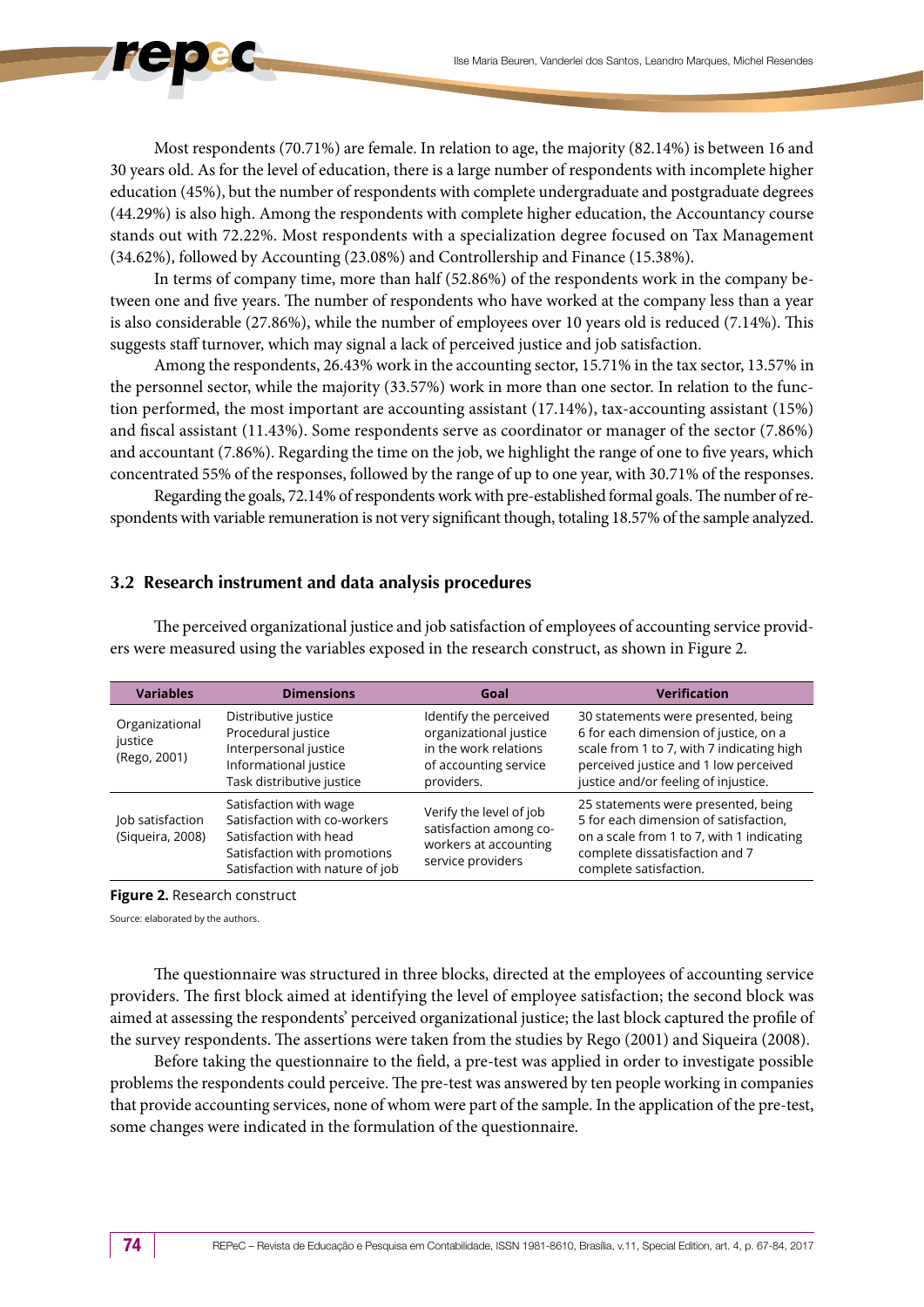Most respondents (70.71%) are female. In relation to age, the majority (82.14%) is between 16 and 30 years old. As for the level of education, there is a large number of respondents with incomplete higher education (45%), but the number of respondents with complete undergraduate and postgraduate degrees (44.29%) is also high. Among the respondents with complete higher education, the Accountancy course stands out with 72.22%. Most respondents with a specialization degree focused on Tax Management (34.62%), followed by Accounting (23.08%) and Controllership and Finance (15.38%).

In terms of company time, more than half (52.86%) of the respondents work in the company between one and five years. The number of respondents who have worked at the company less than a year is also considerable (27.86%), while the number of employees over 10 years old is reduced (7.14%). This suggests staff turnover, which may signal a lack of perceived justice and job satisfaction.

Among the respondents, 26.43% work in the accounting sector, 15.71% in the tax sector, 13.57% in the personnel sector, while the majority (33.57%) work in more than one sector. In relation to the function performed, the most important are accounting assistant (17.14%), tax-accounting assistant (15%) and fiscal assistant (11.43%). Some respondents serve as coordinator or manager of the sector (7.86%) and accountant (7.86%). Regarding the time on the job, we highlight the range of one to five years, which concentrated 55% of the responses, followed by the range of up to one year, with 30.71% of the responses.

Regarding the goals, 72.14% of respondents work with pre-established formal goals. The number of respondents with variable remuneration is not very significant though, totaling 18.57% of the sample analyzed.

## 3.2 Research instrument and data analysis procedures

The perceived organizational justice and job satisfaction of employees of accounting service providers were measured using the variables exposed in the research construct, as shown in Figure 2.

| Variables | Dimensions | Goal | Verification |
|---|---|---|---|
| Organizational justice (Rego, 2001) | Distributive justice<br>Procedural justice<br>Interpersonal justice<br>Informational justice<br>Task distributive justice | Identify the perceived organizational justice in the work relations of accounting service providers. | 30 statements were presented, being 6 for each dimension of justice, on a scale from 1 to 7, with 7 indicating high perceived justice and 1 low perceived justice and/or feeling of injustice. |
| Job satisfaction (Siqueira, 2008) | Satisfaction with wage<br>Satisfaction with co-workers<br>Satisfaction with head<br>Satisfaction with promotions<br>Satisfaction with nature of job | Verify the level of job satisfaction among co-workers at accounting service providers | 25 statements were presented, being 5 for each dimension of satisfaction, on a scale from 1 to 7, with 1 indicating complete dissatisfaction and 7 complete satisfaction. |

**Figure 2.** Research construct

Source: elaborated by the authors.

The questionnaire was structured in three blocks, directed at the employees of accounting service providers. The first block aimed at identifying the level of employee satisfaction; the second block was aimed at assessing the respondents' perceived organizational justice; the last block captured the profile of the survey respondents. The assertions were taken from the studies by Rego (2001) and Siqueira (2008).

Before taking the questionnaire to the field, a pre-test was applied in order to investigate possible problems the respondents could perceive. The pre-test was answered by ten people working in companies that provide accounting services, none of whom were part of the sample. In the application of the pre-test, some changes were indicated in the formulation of the questionnaire.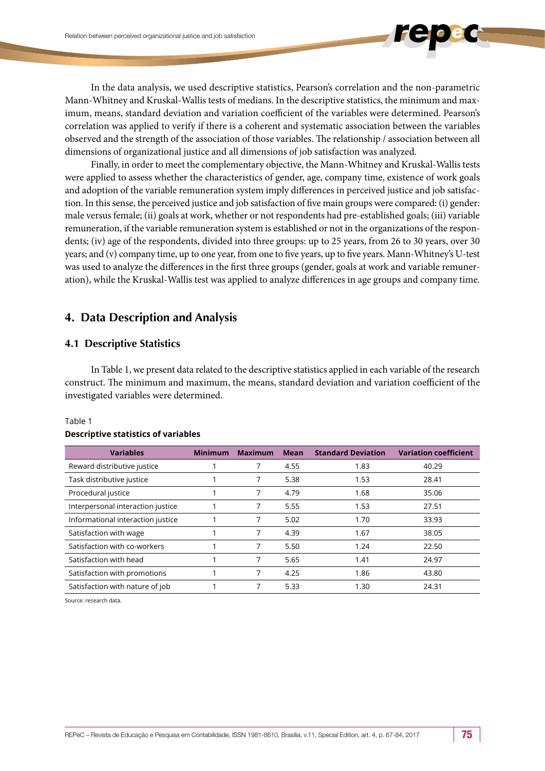In the data analysis, we used descriptive statistics, Pearson's correlation and the non-parametric Mann-Whitney and Kruskal-Wallis tests of medians. In the descriptive statistics, the minimum and maximum, means, standard deviation and variation coefficient of the variables were determined. Pearson's correlation was applied to verify if there is a coherent and systematic association between the variables observed and the strength of the association of those variables. The relationship / association between all dimensions of organizational justice and all dimensions of job satisfaction was analyzed.

Finally, in order to meet the complementary objective, the Mann-Whitney and Kruskal-Wallis tests were applied to assess whether the characteristics of gender, age, company time, existence of work goals and adoption of the variable remuneration system imply differences in perceived justice and job satisfaction. In this sense, the perceived justice and job satisfaction of five main groups were compared: (i) gender: male versus female; (ii) goals at work, whether or not respondents had pre-established goals; (iii) variable remuneration, if the variable remuneration system is established or not in the organizations of the respondents; (iv) age of the respondents, divided into three groups: up to 25 years, from 26 to 30 years, over 30 years; and (v) company time, up to one year, from one to five years, up to five years. Mann-Whitney's U-test was used to analyze the differences in the first three groups (gender, goals at work and variable remuneration), while the Kruskal-Wallis test was applied to analyze differences in age groups and company time.

## 4. Data Description and Analysis

### 4.1 Descriptive Statistics

In Table 1, we present data related to the descriptive statistics applied in each variable of the research construct. The minimum and maximum, the means, standard deviation and variation coefficient of the investigated variables were determined.

Table 1

**Descriptive statistics of variables**

| Variables | Minimum | Maximum | Mean | Standard Deviation | Variation coefficient |
|---|---|---|---|---|---|
| Reward distributive justice | 1 | 7 | 4.55 | 1.83 | 40.29 |
| Task distributive justice | 1 | 7 | 5.38 | 1.53 | 28.41 |
| Procedural justice | 1 | 7 | 4.79 | 1.68 | 35.06 |
| Interpersonal interaction justice | 1 | 7 | 5.55 | 1.53 | 27.51 |
| Informational interaction justice | 1 | 7 | 5.02 | 1.70 | 33.93 |
| Satisfaction with wage | 1 | 7 | 4.39 | 1.67 | 38.05 |
| Satisfaction with co-workers | 1 | 7 | 5.50 | 1.24 | 22.50 |
| Satisfaction with head | 1 | 7 | 5.65 | 1.41 | 24.97 |
| Satisfaction with promotions | 1 | 7 | 4.25 | 1.86 | 43.80 |
| Satisfaction with nature of job | 1 | 7 | 5.33 | 1.30 | 24.31 |

Source: research data.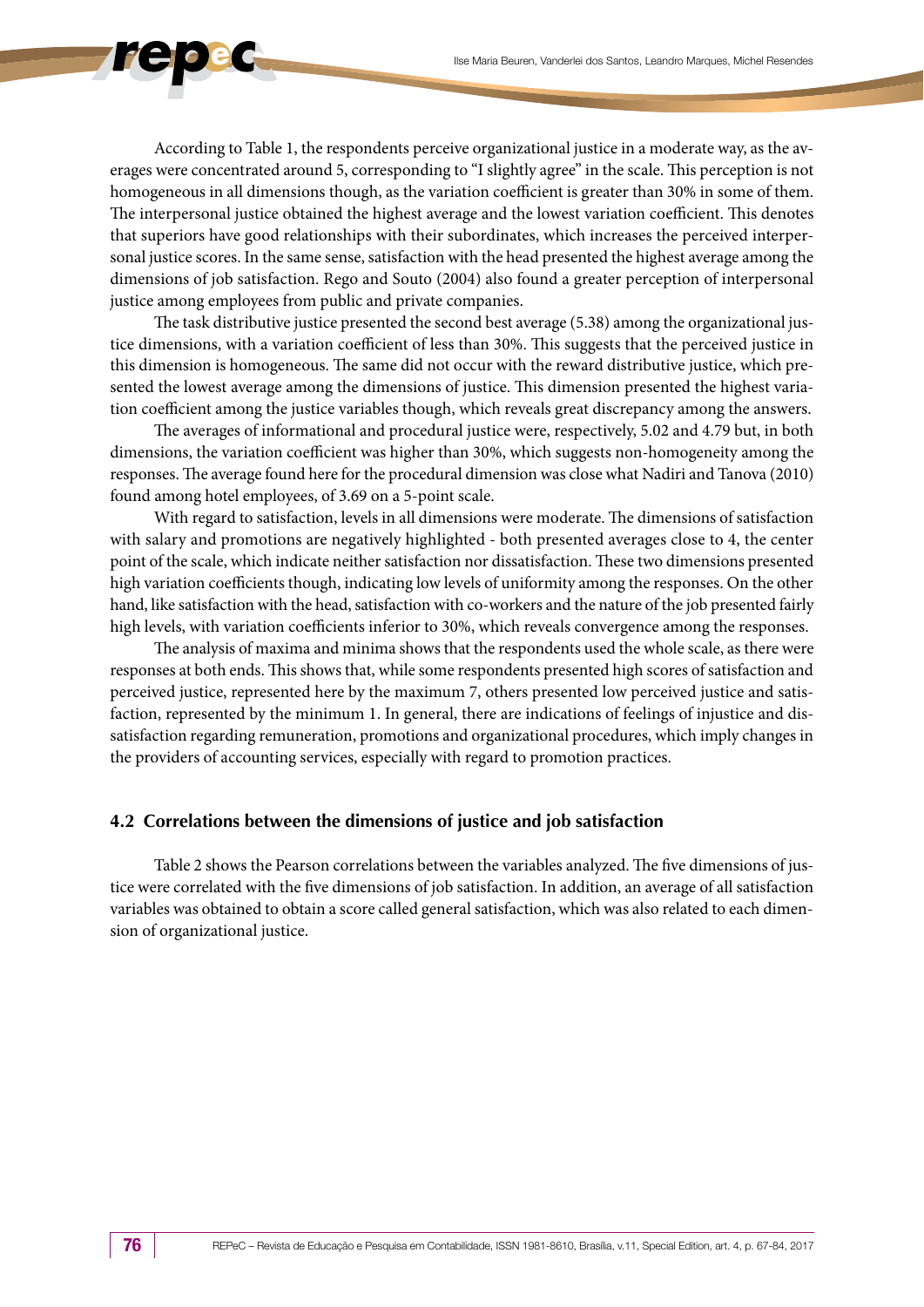According to Table 1, the respondents perceive organizational justice in a moderate way, as the averages were concentrated around 5, corresponding to "I slightly agree" in the scale. This perception is not homogeneous in all dimensions though, as the variation coefficient is greater than 30% in some of them. The interpersonal justice obtained the highest average and the lowest variation coefficient. This denotes that superiors have good relationships with their subordinates, which increases the perceived interpersonal justice scores. In the same sense, satisfaction with the head presented the highest average among the dimensions of job satisfaction. Rego and Souto (2004) also found a greater perception of interpersonal justice among employees from public and private companies.

The task distributive justice presented the second best average (5.38) among the organizational justice dimensions, with a variation coefficient of less than 30%. This suggests that the perceived justice in this dimension is homogeneous. The same did not occur with the reward distributive justice, which presented the lowest average among the dimensions of justice. This dimension presented the highest variation coefficient among the justice variables though, which reveals great discrepancy among the answers.

The averages of informational and procedural justice were, respectively, 5.02 and 4.79 but, in both dimensions, the variation coefficient was higher than 30%, which suggests non-homogeneity among the responses. The average found here for the procedural dimension was close what Nadiri and Tanova (2010) found among hotel employees, of 3.69 on a 5-point scale.

With regard to satisfaction, levels in all dimensions were moderate. The dimensions of satisfaction with salary and promotions are negatively highlighted - both presented averages close to 4, the center point of the scale, which indicate neither satisfaction nor dissatisfaction. These two dimensions presented high variation coefficients though, indicating low levels of uniformity among the responses. On the other hand, like satisfaction with the head, satisfaction with co-workers and the nature of the job presented fairly high levels, with variation coefficients inferior to 30%, which reveals convergence among the responses.

The analysis of maxima and minima shows that the respondents used the whole scale, as there were responses at both ends. This shows that, while some respondents presented high scores of satisfaction and perceived justice, represented here by the maximum 7, others presented low perceived justice and satisfaction, represented by the minimum 1. In general, there are indications of feelings of injustice and dissatisfaction regarding remuneration, promotions and organizational procedures, which imply changes in the providers of accounting services, especially with regard to promotion practices.

### 4.2 Correlations between the dimensions of justice and job satisfaction

Table 2 shows the Pearson correlations between the variables analyzed. The five dimensions of justice were correlated with the five dimensions of job satisfaction. In addition, an average of all satisfaction variables was obtained to obtain a score called general satisfaction, which was also related to each dimension of organizational justice.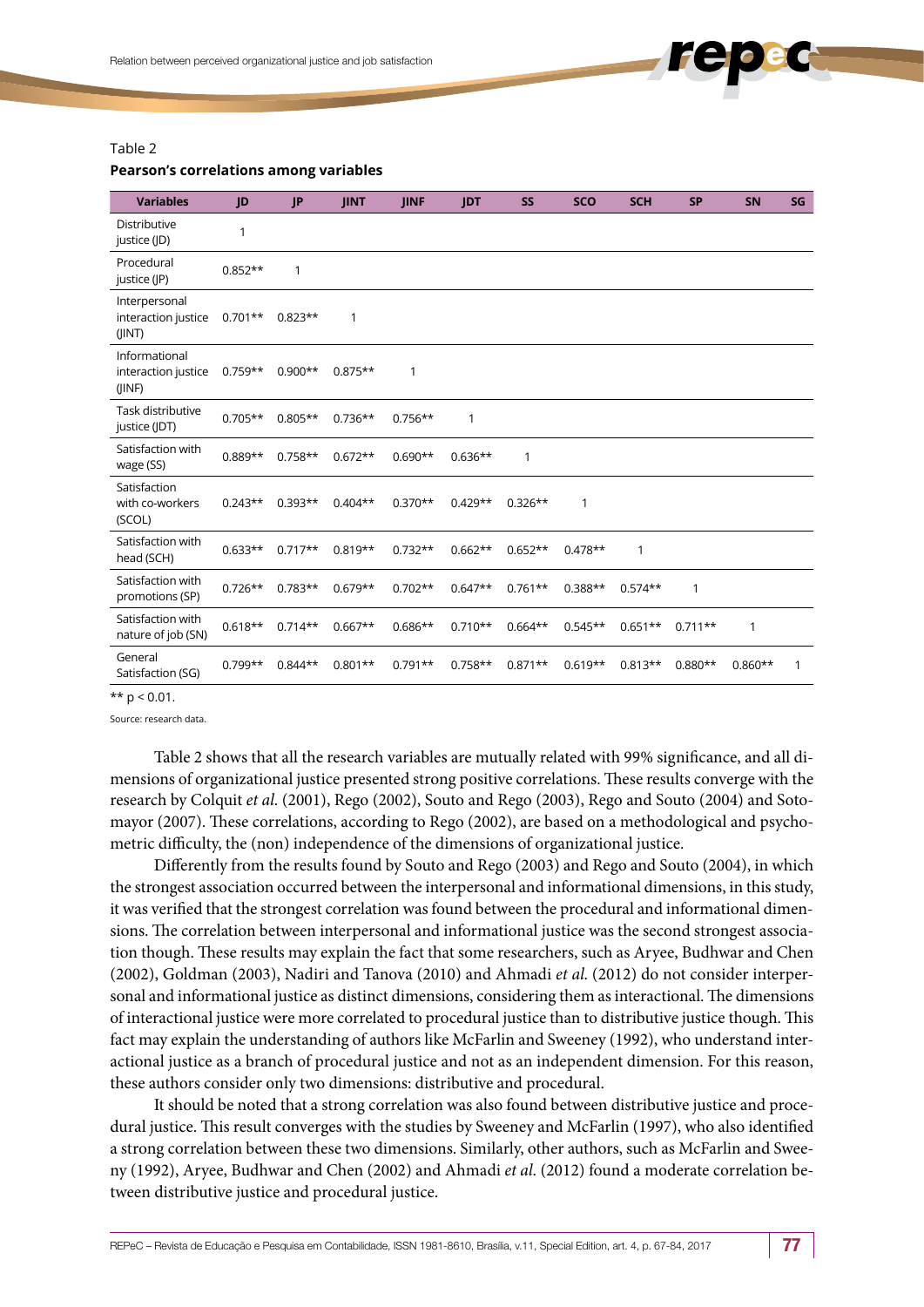Table 2

**Pearson's correlations among variables**

| Variables | JD | JP | JINT | JINF | JDT | SS | SCO | SCH | SP | SN | SG |
|---|---|---|---|---|---|---|---|---|---|---|---|
| Distributive justice (JD) | 1 | | | | | | | | | | |
| Procedural justice (JP) | 0.852** | 1 | | | | | | | | | |
| Interpersonal interaction justice (JINT) | 0.701** | 0.823** | 1 | | | | | | | | |
| Informational interaction justice (JINF) | 0.759** | 0.900** | 0.875** | 1 | | | | | | | |
| Task distributive justice (JDT) | 0.705** | 0.805** | 0.736** | 0.756** | 1 | | | | | | |
| Satisfaction with wage (SS) | 0.889** | 0.758** | 0.672** | 0.690** | 0.636** | 1 | | | | | |
| Satisfaction with co-workers (SCOL) | 0.243** | 0.393** | 0.404** | 0.370** | 0.429** | 0.326** | 1 | | | | |
| Satisfaction with head (SCH) | 0.633** | 0.717** | 0.819** | 0.732** | 0.662** | 0.652** | 0.478** | 1 | | | |
| Satisfaction with promotions (SP) | 0.726** | 0.783** | 0.679** | 0.702** | 0.647** | 0.761** | 0.388** | 0.574** | 1 | | |
| Satisfaction with nature of job (SN) | 0.618** | 0.714** | 0.667** | 0.686** | 0.710** | 0.664** | 0.545** | 0.651** | 0.711** | 1 | |
| General Satisfaction (SG) | 0.799** | 0.844** | 0.801** | 0.791** | 0.758** | 0.871** | 0.619** | 0.813** | 0.880** | 0.860** | 1 |

** $p < 0.01$.

Source: research data.

Table 2 shows that all the research variables are mutually related with 99% significance, and all dimensions of organizational justice presented strong positive correlations. These results converge with the research by Colquit *et al.* (2001), Rego (2002), Souto and Rego (2003), Rego and Souto (2004) and Sotomayor (2007). These correlations, according to Rego (2002), are based on a methodological and psychometric difficulty, the (non) independence of the dimensions of organizational justice.

Differently from the results found by Souto and Rego (2003) and Rego and Souto (2004), in which the strongest association occurred between the interpersonal and informational dimensions, in this study, it was verified that the strongest correlation was found between the procedural and informational dimensions. The correlation between interpersonal and informational justice was the second strongest association though. These results may explain the fact that some researchers, such as Aryee, Budhwar and Chen (2002), Goldman (2003), Nadiri and Tanova (2010) and Ahmadi *et al.* (2012) do not consider interpersonal and informational justice as distinct dimensions, considering them as interactional. The dimensions of interactional justice were more correlated to procedural justice than to distributive justice though. This fact may explain the understanding of authors like McFarlin and Sweeney (1992), who understand interactional justice as a branch of procedural justice and not as an independent dimension. For this reason, these authors consider only two dimensions: distributive and procedural.

It should be noted that a strong correlation was also found between distributive justice and procedural justice. This result converges with the studies by Sweeney and McFarlin (1997), who also identified a strong correlation between these two dimensions. Similarly, other authors, such as McFarlin and Sweeny (1992), Aryee, Budhwar and Chen (2002) and Ahmadi *et al.* (2012) found a moderate correlation between distributive justice and procedural justice.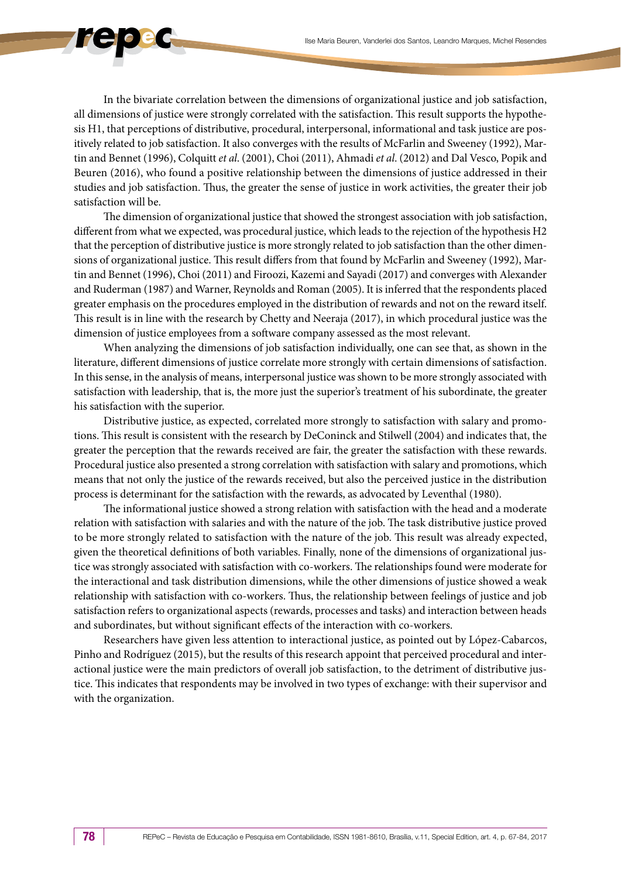In the bivariate correlation between the dimensions of organizational justice and job satisfaction, all dimensions of justice were strongly correlated with the satisfaction. This result supports the hypothesis H1, that perceptions of distributive, procedural, interpersonal, informational and task justice are positively related to job satisfaction. It also converges with the results of McFarlin and Sweeney (1992), Martin and Bennet (1996), Colquitt *et al*. (2001), Choi (2011), Ahmadi *et al*. (2012) and Dal Vesco, Popik and Beuren (2016), who found a positive relationship between the dimensions of justice addressed in their studies and job satisfaction. Thus, the greater the sense of justice in work activities, the greater their job satisfaction will be.

The dimension of organizational justice that showed the strongest association with job satisfaction, different from what we expected, was procedural justice, which leads to the rejection of the hypothesis H2 that the perception of distributive justice is more strongly related to job satisfaction than the other dimensions of organizational justice. This result differs from that found by McFarlin and Sweeney (1992), Martin and Bennet (1996), Choi (2011) and Firoozi, Kazemi and Sayadi (2017) and converges with Alexander and Ruderman (1987) and Warner, Reynolds and Roman (2005). It is inferred that the respondents placed greater emphasis on the procedures employed in the distribution of rewards and not on the reward itself. This result is in line with the research by Chetty and Neeraja (2017), in which procedural justice was the dimension of justice employees from a software company assessed as the most relevant.

When analyzing the dimensions of job satisfaction individually, one can see that, as shown in the literature, different dimensions of justice correlate more strongly with certain dimensions of satisfaction. In this sense, in the analysis of means, interpersonal justice was shown to be more strongly associated with satisfaction with leadership, that is, the more just the superior's treatment of his subordinate, the greater his satisfaction with the superior.

Distributive justice, as expected, correlated more strongly to satisfaction with salary and promotions. This result is consistent with the research by DeConinck and Stilwell (2004) and indicates that, the greater the perception that the rewards received are fair, the greater the satisfaction with these rewards. Procedural justice also presented a strong correlation with satisfaction with salary and promotions, which means that not only the justice of the rewards received, but also the perceived justice in the distribution process is determinant for the satisfaction with the rewards, as advocated by Leventhal (1980).

The informational justice showed a strong relation with satisfaction with the head and a moderate relation with satisfaction with salaries and with the nature of the job. The task distributive justice proved to be more strongly related to satisfaction with the nature of the job. This result was already expected, given the theoretical definitions of both variables. Finally, none of the dimensions of organizational justice was strongly associated with satisfaction with co-workers. The relationships found were moderate for the interactional and task distribution dimensions, while the other dimensions of justice showed a weak relationship with satisfaction with co-workers. Thus, the relationship between feelings of justice and job satisfaction refers to organizational aspects (rewards, processes and tasks) and interaction between heads and subordinates, but without significant effects of the interaction with co-workers.

Researchers have given less attention to interactional justice, as pointed out by López-Cabarcos, Pinho and Rodríguez (2015), but the results of this research appoint that perceived procedural and interactional justice were the main predictors of overall job satisfaction, to the detriment of distributive justice. This indicates that respondents may be involved in two types of exchange: with their supervisor and with the organization.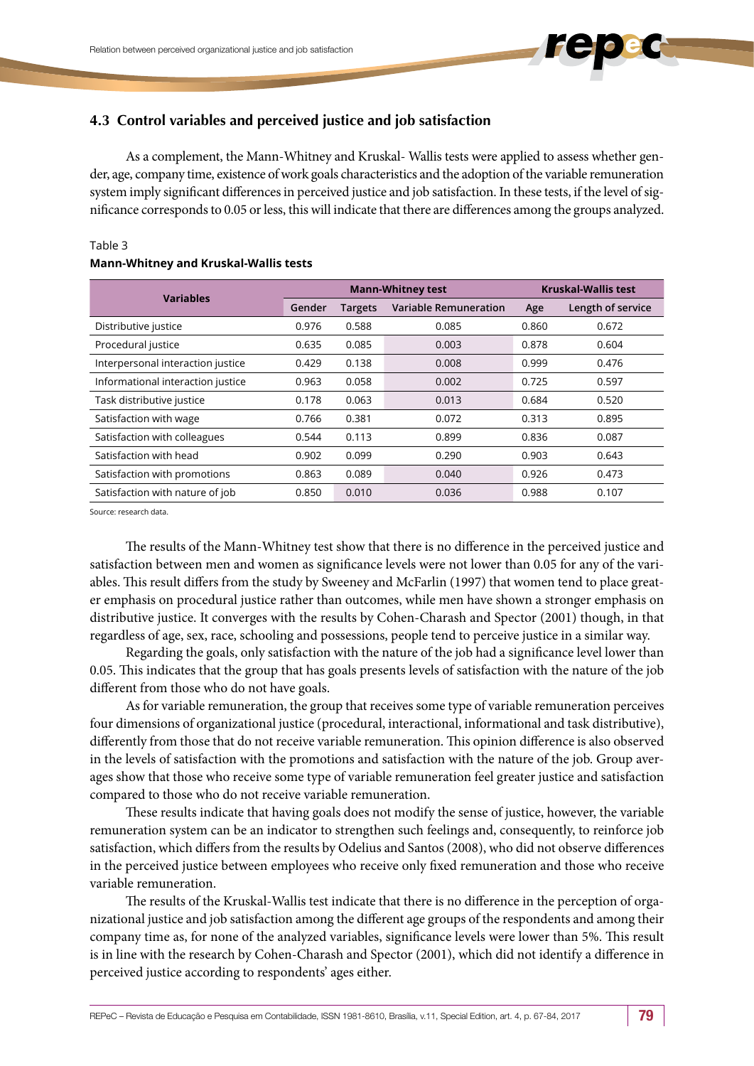### 4.3 Control variables and perceived justice and job satisfaction

As a complement, the Mann-Whitney and Kruskal- Wallis tests were applied to assess whether gender, age, company time, existence of work goals characteristics and the adoption of the variable remuneration system imply significant differences in perceived justice and job satisfaction. In these tests, if the level of significance corresponds to 0.05 or less, this will indicate that there are differences among the groups analyzed.

Table 3
**Mann-Whitney and Kruskal-Wallis tests**

| Variables | Mann-Whitney test | | | Kruskal-Wallis test | |
|---|---|---|---|---|---|
| | Gender | Targets | Variable Remuneration | Age | Length of service |
| Distributive justice | 0.976 | 0.588 | 0.085 | 0.860 | 0.672 |
| Procedural justice | 0.635 | 0.085 | 0.003 | 0.878 | 0.604 |
| Interpersonal interaction justice | 0.429 | 0.138 | 0.008 | 0.999 | 0.476 |
| Informational interaction justice | 0.963 | 0.058 | 0.002 | 0.725 | 0.597 |
| Task distributive justice | 0.178 | 0.063 | 0.013 | 0.684 | 0.520 |
| Satisfaction with wage | 0.766 | 0.381 | 0.072 | 0.313 | 0.895 |
| Satisfaction with colleagues | 0.544 | 0.113 | 0.899 | 0.836 | 0.087 |
| Satisfaction with head | 0.902 | 0.099 | 0.290 | 0.903 | 0.643 |
| Satisfaction with promotions | 0.863 | 0.089 | 0.040 | 0.926 | 0.473 |
| Satisfaction with nature of job | 0.850 | 0.010 | 0.036 | 0.988 | 0.107 |

Source: research data.

The results of the Mann-Whitney test show that there is no difference in the perceived justice and satisfaction between men and women as significance levels were not lower than 0.05 for any of the variables. This result differs from the study by Sweeney and McFarlin (1997) that women tend to place greater emphasis on procedural justice rather than outcomes, while men have shown a stronger emphasis on distributive justice. It converges with the results by Cohen-Charash and Spector (2001) though, in that regardless of age, sex, race, schooling and possessions, people tend to perceive justice in a similar way.

Regarding the goals, only satisfaction with the nature of the job had a significance level lower than 0.05. This indicates that the group that has goals presents levels of satisfaction with the nature of the job different from those who do not have goals.

As for variable remuneration, the group that receives some type of variable remuneration perceives four dimensions of organizational justice (procedural, interactional, informational and task distributive), differently from those that do not receive variable remuneration. This opinion difference is also observed in the levels of satisfaction with the promotions and satisfaction with the nature of the job. Group averages show that those who receive some type of variable remuneration feel greater justice and satisfaction compared to those who do not receive variable remuneration.

These results indicate that having goals does not modify the sense of justice, however, the variable remuneration system can be an indicator to strengthen such feelings and, consequently, to reinforce job satisfaction, which differs from the results by Odelius and Santos (2008), who did not observe differences in the perceived justice between employees who receive only fixed remuneration and those who receive variable remuneration.

The results of the Kruskal-Wallis test indicate that there is no difference in the perception of organizational justice and job satisfaction among the different age groups of the respondents and among their company time as, for none of the analyzed variables, significance levels were lower than 5%. This result is in line with the research by Cohen-Charash and Spector (2001), which did not identify a difference in perceived justice according to respondents' ages either.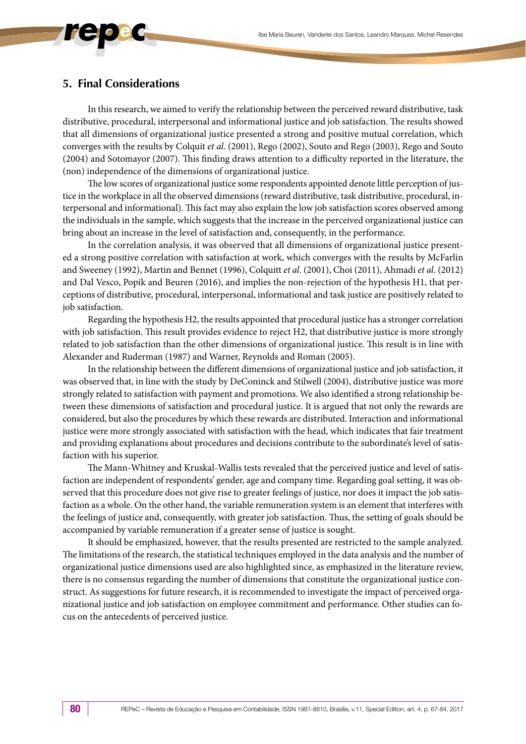## 5. Final Considerations

In this research, we aimed to verify the relationship between the perceived reward distributive, task distributive, procedural, interpersonal and informational justice and job satisfaction. The results showed that all dimensions of organizational justice presented a strong and positive mutual correlation, which converges with the results by Colquit *et al*. (2001), Rego (2002), Souto and Rego (2003), Rego and Souto (2004) and Sotomayor (2007). This finding draws attention to a difficulty reported in the literature, the (non) independence of the dimensions of organizational justice.

The low scores of organizational justice some respondents appointed denote little perception of justice in the workplace in all the observed dimensions (reward distributive, task distributive, procedural, interpersonal and informational). This fact may also explain the low job satisfaction scores observed among the individuals in the sample, which suggests that the increase in the perceived organizational justice can bring about an increase in the level of satisfaction and, consequently, in the performance.

In the correlation analysis, it was observed that all dimensions of organizational justice presented a strong positive correlation with satisfaction at work, which converges with the results by McFarlin and Sweeney (1992), Martin and Bennet (1996), Colquitt *et al*. (2001), Choi (2011), Ahmadi *et al*. (2012) and Dal Vesco, Popik and Beuren (2016), and implies the non-rejection of the hypothesis H1, that perceptions of distributive, procedural, interpersonal, informational and task justice are positively related to job satisfaction.

Regarding the hypothesis H2, the results appointed that procedural justice has a stronger correlation with job satisfaction. This result provides evidence to reject H2, that distributive justice is more strongly related to job satisfaction than the other dimensions of organizational justice. This result is in line with Alexander and Ruderman (1987) and Warner, Reynolds and Roman (2005).

In the relationship between the different dimensions of organizational justice and job satisfaction, it was observed that, in line with the study by DeConinck and Stilwell (2004), distributive justice was more strongly related to satisfaction with payment and promotions. We also identified a strong relationship between these dimensions of satisfaction and procedural justice. It is argued that not only the rewards are considered, but also the procedures by which these rewards are distributed. Interaction and informational justice were more strongly associated with satisfaction with the head, which indicates that fair treatment and providing explanations about procedures and decisions contribute to the subordinate's level of satisfaction with his superior.

The Mann-Whitney and Kruskal-Wallis tests revealed that the perceived justice and level of satisfaction are independent of respondents' gender, age and company time. Regarding goal setting, it was observed that this procedure does not give rise to greater feelings of justice, nor does it impact the job satisfaction as a whole. On the other hand, the variable remuneration system is an element that interferes with the feelings of justice and, consequently, with greater job satisfaction. Thus, the setting of goals should be accompanied by variable remuneration if a greater sense of justice is sought.

It should be emphasized, however, that the results presented are restricted to the sample analyzed. The limitations of the research, the statistical techniques employed in the data analysis and the number of organizational justice dimensions used are also highlighted since, as emphasized in the literature review, there is no consensus regarding the number of dimensions that constitute the organizational justice construct. As suggestions for future research, it is recommended to investigate the impact of perceived organizational justice and job satisfaction on employee commitment and performance. Other studies can focus on the antecedents of perceived justice.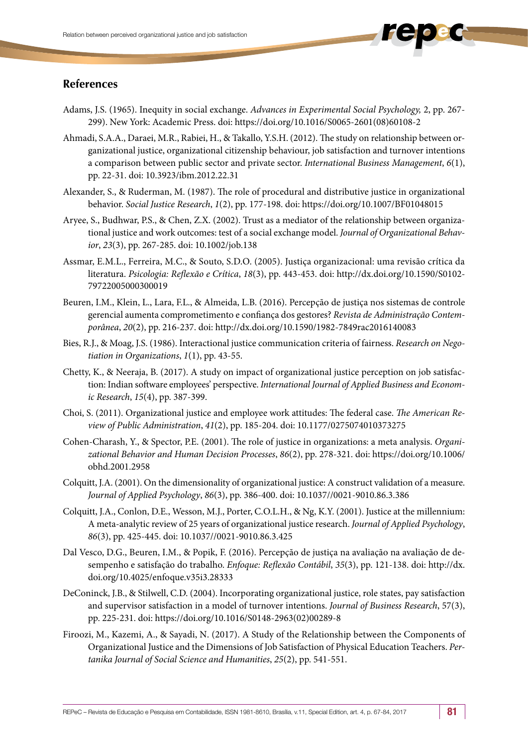## References

Adams, J.S. (1965). Inequity in social exchange. *Advances in Experimental Social Psychology,* 2, pp. 267-299). New York: Academic Press. doi: https://doi.org/10.1016/S0065-2601(08)60108-2

Ahmadi, S.A.A., Daraei, M.R., Rabiei, H., & Takallo, Y.S.H. (2012). The study on relationship between organizational justice, organizational citizenship behaviour, job satisfaction and turnover intentions a comparison between public sector and private sector. *International Business Management*, *6*(1), pp. 22-31. doi: 10.3923/ibm.2012.22.31

Alexander, S., & Ruderman, M. (1987). The role of procedural and distributive justice in organizational behavior. *Social Justice Research*, *1*(2), pp. 177-198. doi: https://doi.org/10.1007/BF01048015

Aryee, S., Budhwar, P.S., & Chen, Z.X. (2002). Trust as a mediator of the relationship between organizational justice and work outcomes: test of a social exchange model. *Journal of Organizational Behavior*, *23*(3), pp. 267-285. doi: 10.1002/job.138

Assmar, E.M.L., Ferreira, M.C., & Souto, S.D.O. (2005). Justiça organizacional: uma revisão crítica da literatura. *Psicologia: Reflexão e Crítica*, *18*(3), pp. 443-453. doi: http://dx.doi.org/10.1590/S0102-79722005000300019

Beuren, I.M., Klein, L., Lara, F.L., & Almeida, L.B. (2016). Percepção de justiça nos sistemas de controle gerencial aumenta comprometimento e confiança dos gestores? *Revista de Administração Contemporânea*, *20*(2), pp. 216-237. doi: http://dx.doi.org/10.1590/1982-7849rac2016140083

Bies, R.J., & Moag, J.S. (1986). Interactional justice communication criteria of fairness. *Research on Negotiation in Organizations*, *1*(1), pp. 43-55.

Chetty, K., & Neeraja, B. (2017). A study on impact of organizational justice perception on job satisfaction: Indian software employees' perspective. *International Journal of Applied Business and Economic Research*, *15*(4), pp. 387-399.

Choi, S. (2011). Organizational justice and employee work attitudes: The federal case. *The American Review of Public Administration*, *41*(2), pp. 185-204. doi: 10.1177/0275074010373275

Cohen-Charash, Y., & Spector, P.E. (2001). The role of justice in organizations: a meta analysis. *Organizational Behavior and Human Decision Processes*, *86*(2), pp. 278-321. doi: https://doi.org/10.1006/obhd.2001.2958

Colquitt, J.A. (2001). On the dimensionality of organizational justice: A construct validation of a measure. *Journal of Applied Psychology*, *86*(3), pp. 386-400. doi: 10.1037//0021-9010.86.3.386

Colquitt, J.A., Conlon, D.E., Wesson, M.J., Porter, C.O.L.H., & Ng, K.Y. (2001). Justice at the millennium: A meta-analytic review of 25 years of organizational justice research. *Journal of Applied Psychology*, *86*(3), pp. 425-445. doi: 10.1037//0021-9010.86.3.425

Dal Vesco, D.G., Beuren, I.M., & Popik, F. (2016). Percepção de justiça na avaliação na avaliação de desempenho e satisfação do trabalho. *Enfoque: Reflexão Contábil*, *35*(3), pp. 121-138. doi: http://dx.doi.org/10.4025/enfoque.v35i3.28333

DeConinck, J.B., & Stilwell, C.D. (2004). Incorporating organizational justice, role states, pay satisfaction and supervisor satisfaction in a model of turnover intentions. *Journal of Business Research*, 57(3), pp. 225-231. doi: https://doi.org/10.1016/S0148-2963(02)00289-8

Firoozi, M., Kazemi, A., & Sayadi, N. (2017). A Study of the Relationship between the Components of Organizational Justice and the Dimensions of Job Satisfaction of Physical Education Teachers. *Pertanika Journal of Social Science and Humanities*, *25*(2), pp. 541-551.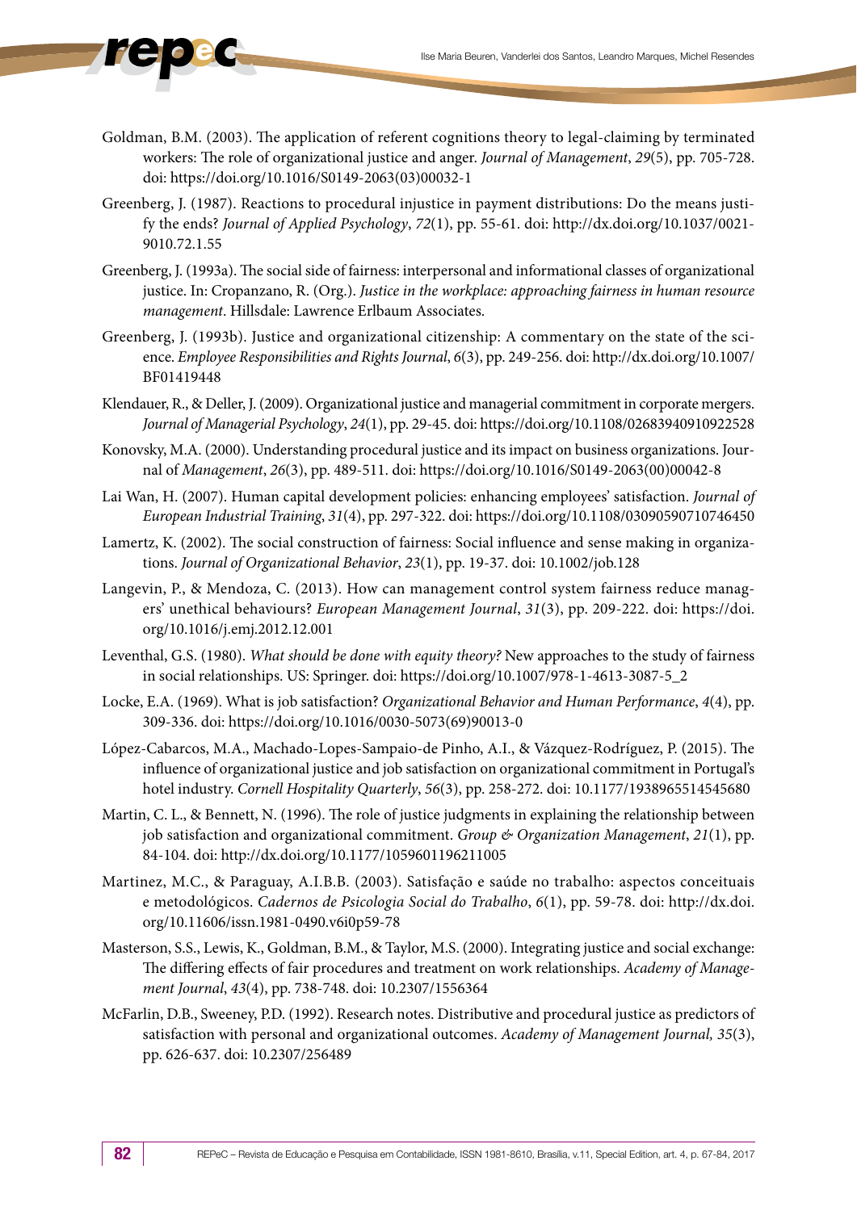Goldman, B.M. (2003). The application of referent cognitions theory to legal-claiming by terminated workers: The role of organizational justice and anger. *Journal of Management*, *29*(5), pp. 705-728. doi: https://doi.org/10.1016/S0149-2063(03)00032-1

Greenberg, J. (1987). Reactions to procedural injustice in payment distributions: Do the means justify the ends? *Journal of Applied Psychology*, *72*(1), pp. 55-61. doi: http://dx.doi.org/10.1037/0021-9010.72.1.55

Greenberg, J. (1993a). The social side of fairness: interpersonal and informational classes of organizational justice. In: Cropanzano, R. (Org.). *Justice in the workplace: approaching fairness in human resource management*. Hillsdale: Lawrence Erlbaum Associates.

Greenberg, J. (1993b). Justice and organizational citizenship: A commentary on the state of the science. *Employee Responsibilities and Rights Journal*, *6*(3), pp. 249-256. doi: http://dx.doi.org/10.1007/BF01419448

Klendauer, R., & Deller, J. (2009). Organizational justice and managerial commitment in corporate mergers. *Journal of Managerial Psychology*, *24*(1), pp. 29-45. doi: https://doi.org/10.1108/02683940910922528

Konovsky, M.A. (2000). Understanding procedural justice and its impact on business organizations. Journal of *Management*, *26*(3), pp. 489-511. doi: https://doi.org/10.1016/S0149-2063(00)00042-8

Lai Wan, H. (2007). Human capital development policies: enhancing employees' satisfaction. *Journal of European Industrial Training*, *31*(4), pp. 297-322. doi: https://doi.org/10.1108/03090590710746450

Lamertz, K. (2002). The social construction of fairness: Social influence and sense making in organizations. *Journal of Organizational Behavior*, *23*(1), pp. 19-37. doi: 10.1002/job.128

Langevin, P., & Mendoza, C. (2013). How can management control system fairness reduce managers' unethical behaviours? *European Management Journal*, *31*(3), pp. 209-222. doi: https://doi.org/10.1016/j.emj.2012.12.001

Leventhal, G.S. (1980). *What should be done with equity theory?* New approaches to the study of fairness in social relationships. US: Springer. doi: https://doi.org/10.1007/978-1-4613-3087-5_2

Locke, E.A. (1969). What is job satisfaction? *Organizational Behavior and Human Performance*, *4*(4), pp. 309-336. doi: https://doi.org/10.1016/0030-5073(69)90013-0

López-Cabarcos, M.A., Machado-Lopes-Sampaio-de Pinho, A.I., & Vázquez-Rodríguez, P. (2015). The influence of organizational justice and job satisfaction on organizational commitment in Portugal's hotel industry. *Cornell Hospitality Quarterly*, *56*(3), pp. 258-272. doi: 10.1177/1938965514545680

Martin, C. L., & Bennett, N. (1996). The role of justice judgments in explaining the relationship between job satisfaction and organizational commitment. *Group & Organization Management*, *21*(1), pp. 84-104. doi: http://dx.doi.org/10.1177/1059601196211005

Martinez, M.C., & Paraguay, A.I.B.B. (2003). Satisfação e saúde no trabalho: aspectos conceituais e metodológicos. *Cadernos de Psicologia Social do Trabalho*, *6*(1), pp. 59-78. doi: http://dx.doi.org/10.11606/issn.1981-0490.v6i0p59-78

Masterson, S.S., Lewis, K., Goldman, B.M., & Taylor, M.S. (2000). Integrating justice and social exchange: The differing effects of fair procedures and treatment on work relationships. *Academy of Management Journal*, *43*(4), pp. 738-748. doi: 10.2307/1556364

McFarlin, D.B., Sweeney, P.D. (1992). Research notes. Distributive and procedural justice as predictors of satisfaction with personal and organizational outcomes. *Academy of Management Journal, 35*(3), pp. 626-637. doi: 10.2307/256489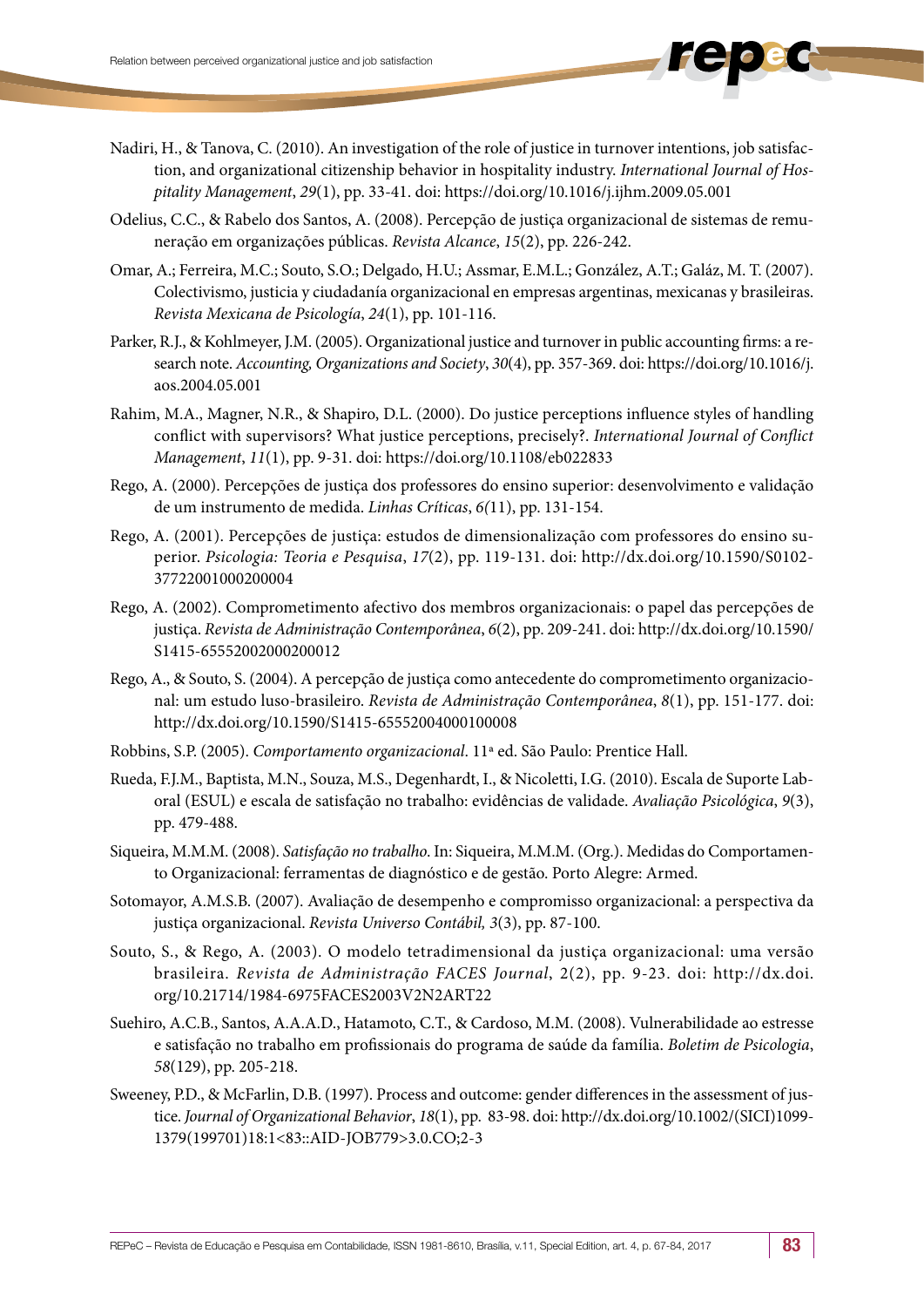Nadiri, H., & Tanova, C. (2010). An investigation of the role of justice in turnover intentions, job satisfaction, and organizational citizenship behavior in hospitality industry. *International Journal of Hospitality Management*, *29*(1), pp. 33-41. doi: https://doi.org/10.1016/j.ijhm.2009.05.001

Odelius, C.C., & Rabelo dos Santos, A. (2008). Percepção de justiça organizacional de sistemas de remuneração em organizações públicas. *Revista Alcance*, *15*(2), pp. 226-242.

Omar, A.; Ferreira, M.C.; Souto, S.O.; Delgado, H.U.; Assmar, E.M.L.; González, A.T.; Galáz, M. T. (2007). Colectivismo, justicia y ciudadanía organizacional en empresas argentinas, mexicanas y brasileiras. *Revista Mexicana de Psicología*, *24*(1), pp. 101-116.

Parker, R.J., & Kohlmeyer, J.M. (2005). Organizational justice and turnover in public accounting firms: a research note. *Accounting, Organizations and Society*, *30*(4), pp. 357-369. doi: https://doi.org/10.1016/j.aos.2004.05.001

Rahim, M.A., Magner, N.R., & Shapiro, D.L. (2000). Do justice perceptions influence styles of handling conflict with supervisors? What justice perceptions, precisely?. *International Journal of Conflict Management*, *11*(1), pp. 9-31. doi: https://doi.org/10.1108/eb022833

Rego, A. (2000). Percepções de justiça dos professores do ensino superior: desenvolvimento e validação de um instrumento de medida. *Linhas Críticas*, *6(*11), pp. 131-154.

Rego, A. (2001). Percepções de justiça: estudos de dimensionalização com professores do ensino superior. *Psicologia: Teoria e Pesquisa*, *17*(2), pp. 119-131. doi: http://dx.doi.org/10.1590/S0102-37722001000200004

Rego, A. (2002). Comprometimento afectivo dos membros organizacionais: o papel das percepções de justiça. *Revista de Administração Contemporânea*, *6*(2), pp. 209-241. doi: http://dx.doi.org/10.1590/S1415-65552002000200012

Rego, A., & Souto, S. (2004). A percepção de justiça como antecedente do comprometimento organizacional: um estudo luso-brasileiro. *Revista de Administração Contemporânea*, *8*(1), pp. 151-177. doi: http://dx.doi.org/10.1590/S1415-65552004000100008

Robbins, S.P. (2005). *Comportamento organizacional*. 11ª ed. São Paulo: Prentice Hall.

Rueda, F.J.M., Baptista, M.N., Souza, M.S., Degenhardt, I., & Nicoletti, I.G. (2010). Escala de Suporte Laboral (ESUL) e escala de satisfação no trabalho: evidências de validade. *Avaliação Psicológica*, *9*(3), pp. 479-488.

Siqueira, M.M.M. (2008). *Satisfação no trabalho*. In: Siqueira, M.M.M. (Org.). Medidas do Comportamento Organizacional: ferramentas de diagnóstico e de gestão. Porto Alegre: Armed.

Sotomayor, A.M.S.B. (2007). Avaliação de desempenho e compromisso organizacional: a perspectiva da justiça organizacional. *Revista Universo Contábil, 3*(3), pp. 87-100.

Souto, S., & Rego, A. (2003). O modelo tetradimensional da justiça organizacional: uma versão brasileira. *Revista de Administração FACES Journal*, 2(2), pp. 9-23. doi: http://dx.doi.org/10.21714/1984-6975FACES2003V2N2ART22

Suehiro, A.C.B., Santos, A.A.A.D., Hatamoto, C.T., & Cardoso, M.M. (2008). Vulnerabilidade ao estresse e satisfação no trabalho em profissionais do programa de saúde da família. *Boletim de Psicologia*, *58*(129), pp. 205-218.

Sweeney, P.D., & McFarlin, D.B. (1997). Process and outcome: gender differences in the assessment of justice. *Journal of Organizational Behavior*, *18*(1), pp. 83-98. doi: http://dx.doi.org/10.1002/(SICI)1099-1379(199701)18:1<83::AID-JOB779>3.0.CO;2-3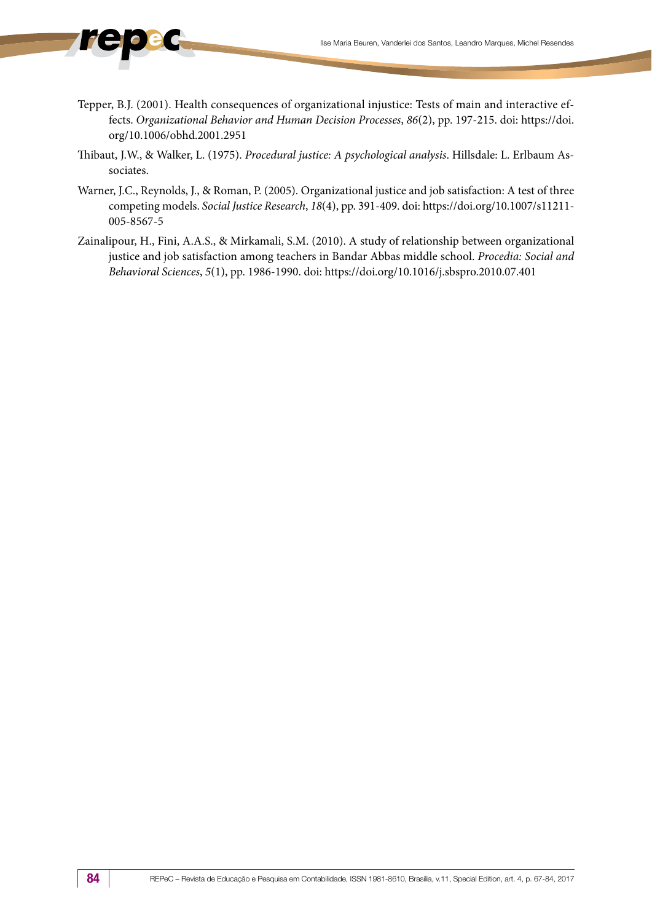Tepper, B.J. (2001). Health consequences of organizational injustice: Tests of main and interactive effects. *Organizational Behavior and Human Decision Processes*, *86*(2), pp. 197-215. doi: https://doi.org/10.1006/obhd.2001.2951

Thibaut, J.W., & Walker, L. (1975). *Procedural justice: A psychological analysis*. Hillsdale: L. Erlbaum Associates.

Warner, J.C., Reynolds, J., & Roman, P. (2005). Organizational justice and job satisfaction: A test of three competing models. *Social Justice Research*, *18*(4), pp. 391-409. doi: https://doi.org/10.1007/s11211-005-8567-5

Zainalipour, H., Fini, A.A.S., & Mirkamali, S.M. (2010). A study of relationship between organizational justice and job satisfaction among teachers in Bandar Abbas middle school. *Procedia: Social and Behavioral Sciences*, *5*(1), pp. 1986-1990. doi: https://doi.org/10.1016/j.sbspro.2010.07.401